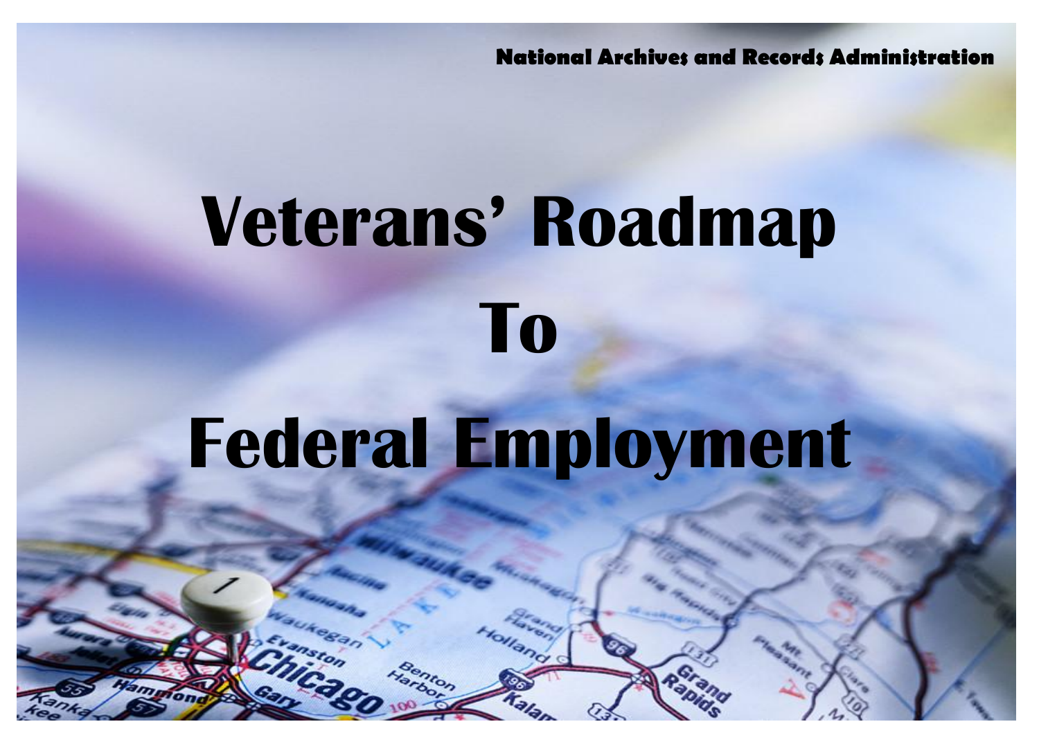National Archives and Records Administration

# Veterans' Roadmap To Federal Employment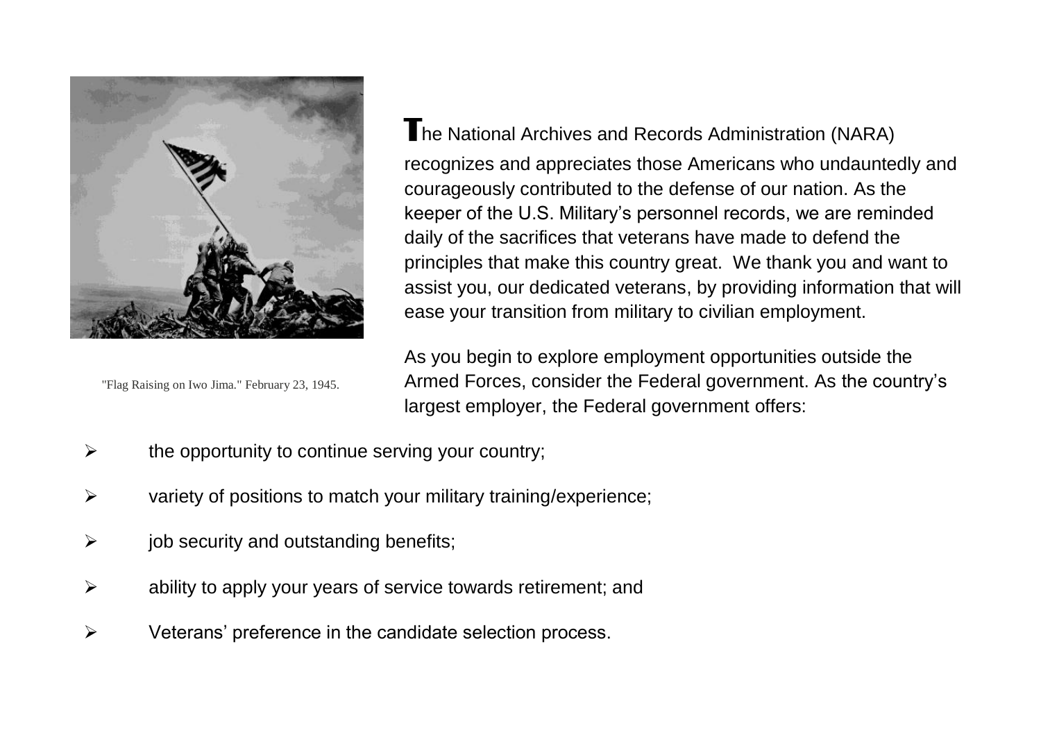"Flag Raising on Iwo Jima." February 23, 1945.

The National Archives and Records Administration (NARA) recognizes and appreciates those Americans who undauntedly and courageously contributed to the defense of our nation. As the keeper of the U.S. Military's personnel records, we are reminded daily of the sacrifices that veterans have made to defend the principles that make this country great. We thank you and want to assist you, our dedicated veterans, by providing information that will ease your transition from military to civilian employment.

As you begin to explore employment opportunities outside the Armed Forces, consider the Federal government. As the country's largest employer, the Federal government offers:

- the opportunity to continue serving your country;
- variety of positions to match your military training/experience;
- job security and outstanding benefits;
- ability to apply your years of service towards retirement; and
- Veterans' preference in the candidate selection process.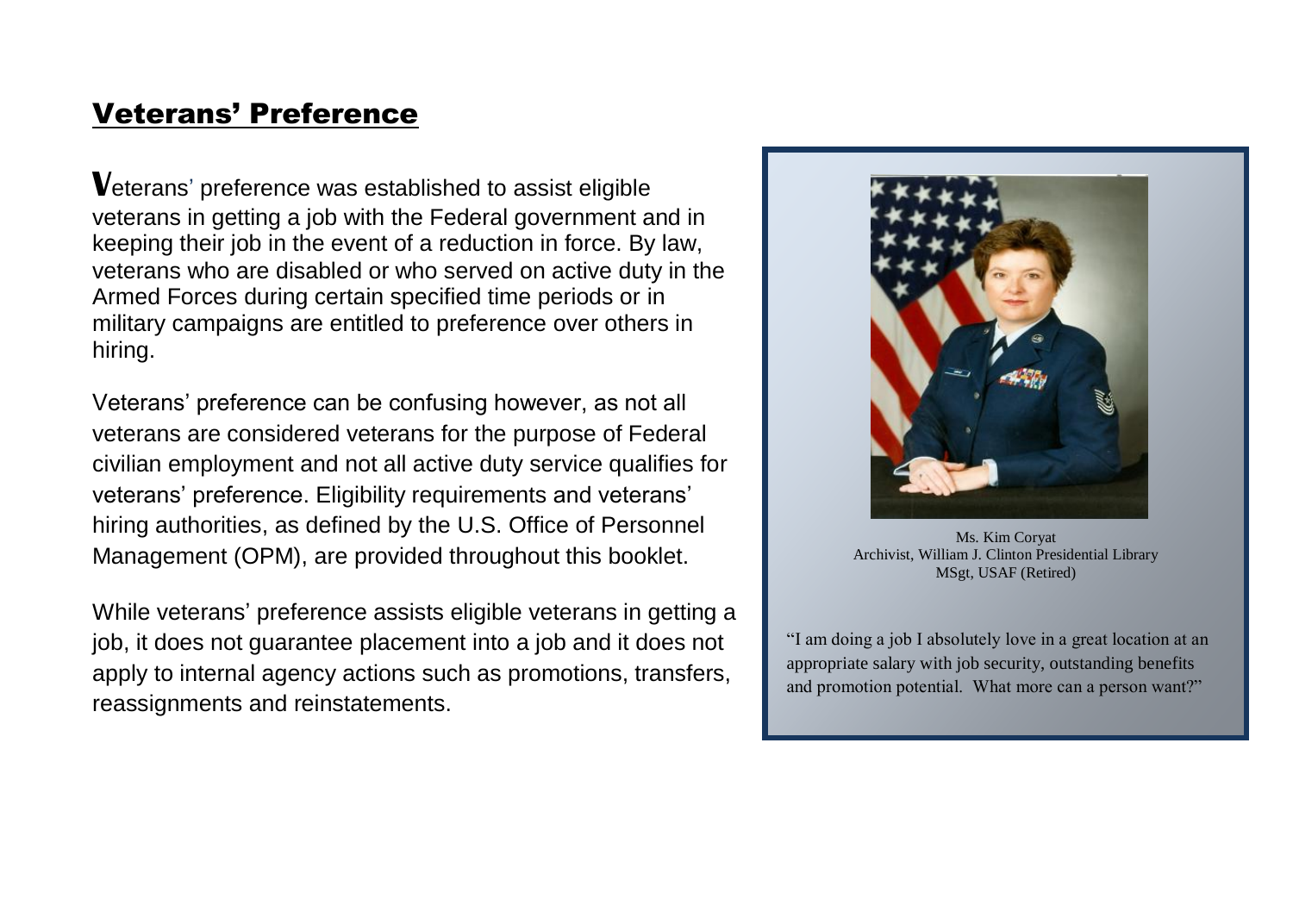## Veterans' Preference

Veterans' preference was established to assist eligible veterans in getting a job with the Federal government and in keeping their job in the event of a reduction in force. By law, veterans who are disabled or who served on active duty in the Armed Forces during certain specified time periods or in military campaigns are entitled to preference over others in hiring.

Veterans' preference can be confusing however, as not all veterans are considered veterans for the purpose of Federal civilian employment and not all active duty service qualifies for veterans' preference. Eligibility requirements and veterans' hiring authorities, as defined by the U.S. Office of Personnel Management (OPM), are provided throughout this booklet.

While veterans' preference assists eligible veterans in getting a job, it does not guarantee placement into a job and it does not apply to internal agency actions such as promotions, transfers, reassignments and reinstatements.

Ms. Kim Coryat
Archivist, William J. Clinton Presidential Library
MSgt, USAF (Retired)

"I am doing a job I absolutely love in a great location at an appropriate salary with job security, outstanding benefits and promotion potential. What more can a person want?"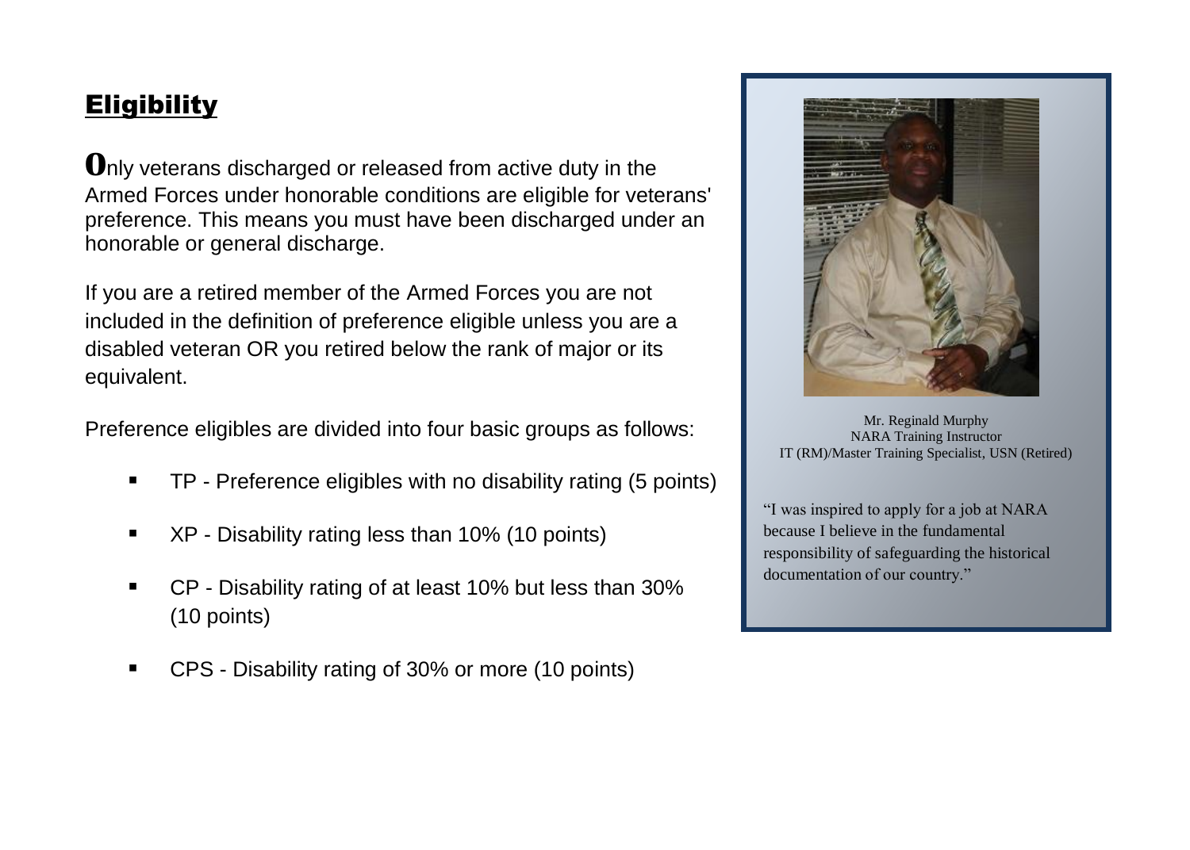## Eligibility

**O**nly veterans discharged or released from active duty in the Armed Forces under honorable conditions are eligible for veterans' preference. This means you must have been discharged under an honorable or general discharge.

If you are a retired member of the Armed Forces you are not included in the definition of preference eligible unless you are a disabled veteran OR you retired below the rank of major or its equivalent.

Preference eligibles are divided into four basic groups as follows:

- TP - Preference eligibles with no disability rating (5 points)
- XP - Disability rating less than 10% (10 points)
- CP - Disability rating of at least 10% but less than 30% (10 points)
- CPS - Disability rating of 30% or more (10 points)

Mr. Reginald Murphy
NARA Training Instructor
IT (RM)/Master Training Specialist, USN (Retired)

"I was inspired to apply for a job at NARA because I believe in the fundamental responsibility of safeguarding the historical documentation of our country."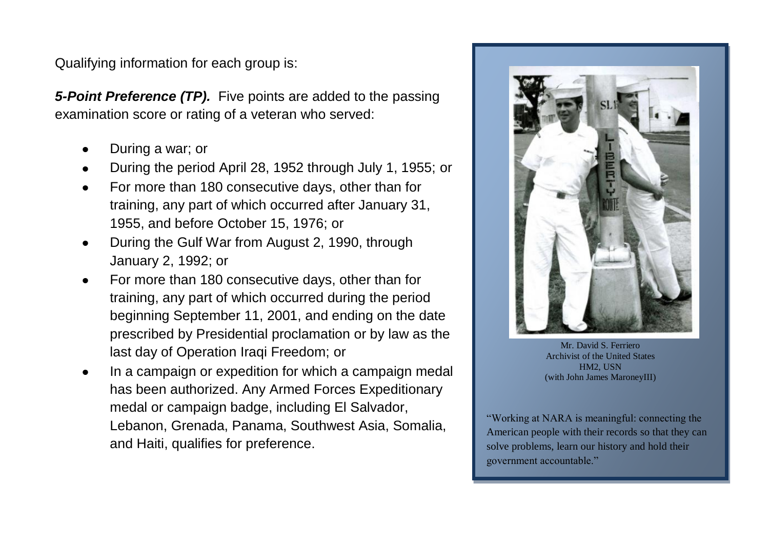Qualifying information for each group is:

***5-Point Preference (TP).*** Five points are added to the passing examination score or rating of a veteran who served:

- During a war; or
- During the period April 28, 1952 through July 1, 1955; or
- For more than 180 consecutive days, other than for training, any part of which occurred after January 31, 1955, and before October 15, 1976; or
- During the Gulf War from August 2, 1990, through January 2, 1992; or
- For more than 180 consecutive days, other than for training, any part of which occurred during the period beginning September 11, 2001, and ending on the date prescribed by Presidential proclamation or by law as the last day of Operation Iraqi Freedom; or
- In a campaign or expedition for which a campaign medal has been authorized. Any Armed Forces Expeditionary medal or campaign badge, including El Salvador, Lebanon, Grenada, Panama, Southwest Asia, Somalia, and Haiti, qualifies for preference.

Mr. David S. Ferriero
Archivist of the United States
HM2, USN
(with John James MaroneyIII)

"Working at NARA is meaningful: connecting the American people with their records so that they can solve problems, learn our history and hold their government accountable."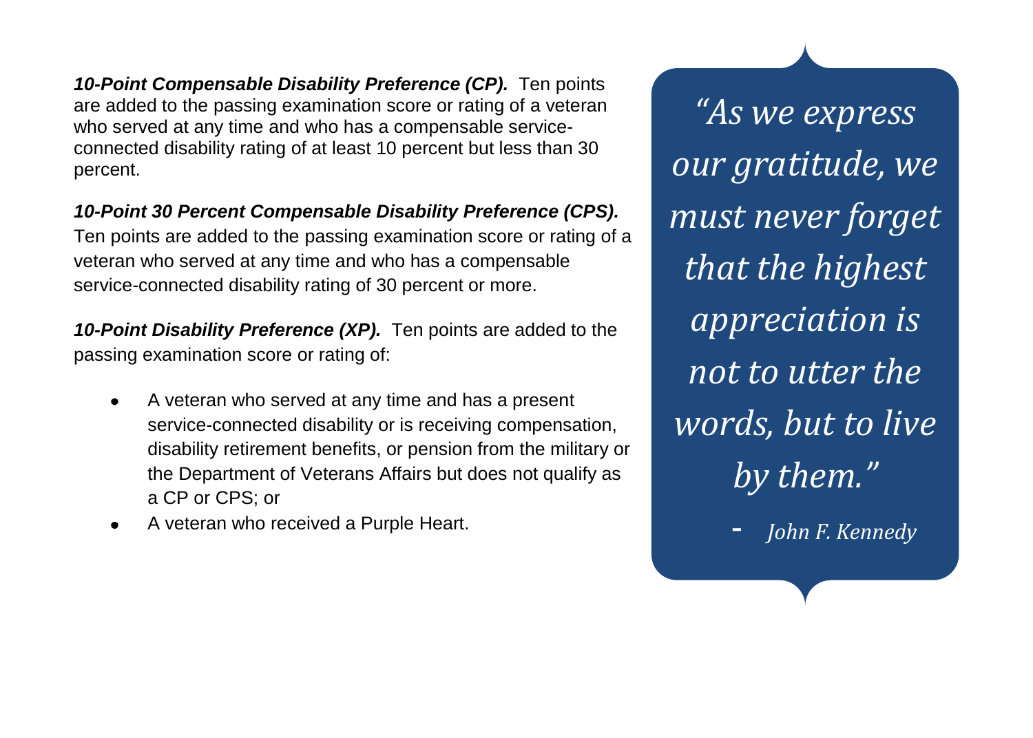***10-Point Compensable Disability Preference (CP).*** Ten points are added to the passing examination score or rating of a veteran who served at any time and who has a compensable service-connected disability rating of at least 10 percent but less than 30 percent.

***10-Point 30 Percent Compensable Disability Preference (CPS).*** Ten points are added to the passing examination score or rating of a veteran who served at any time and who has a compensable service-connected disability rating of 30 percent or more.

***10-Point Disability Preference (XP).*** Ten points are added to the passing examination score or rating of:

- A veteran who served at any time and has a present service-connected disability or is receiving compensation, disability retirement benefits, or pension from the military or the Department of Veterans Affairs but does not qualify as a CP or CPS; or
- A veteran who received a Purple Heart.

> *"As we express our gratitude, we must never forget that the highest appreciation is not to utter the words, but to live by them."*
>
> \- *John F. Kennedy*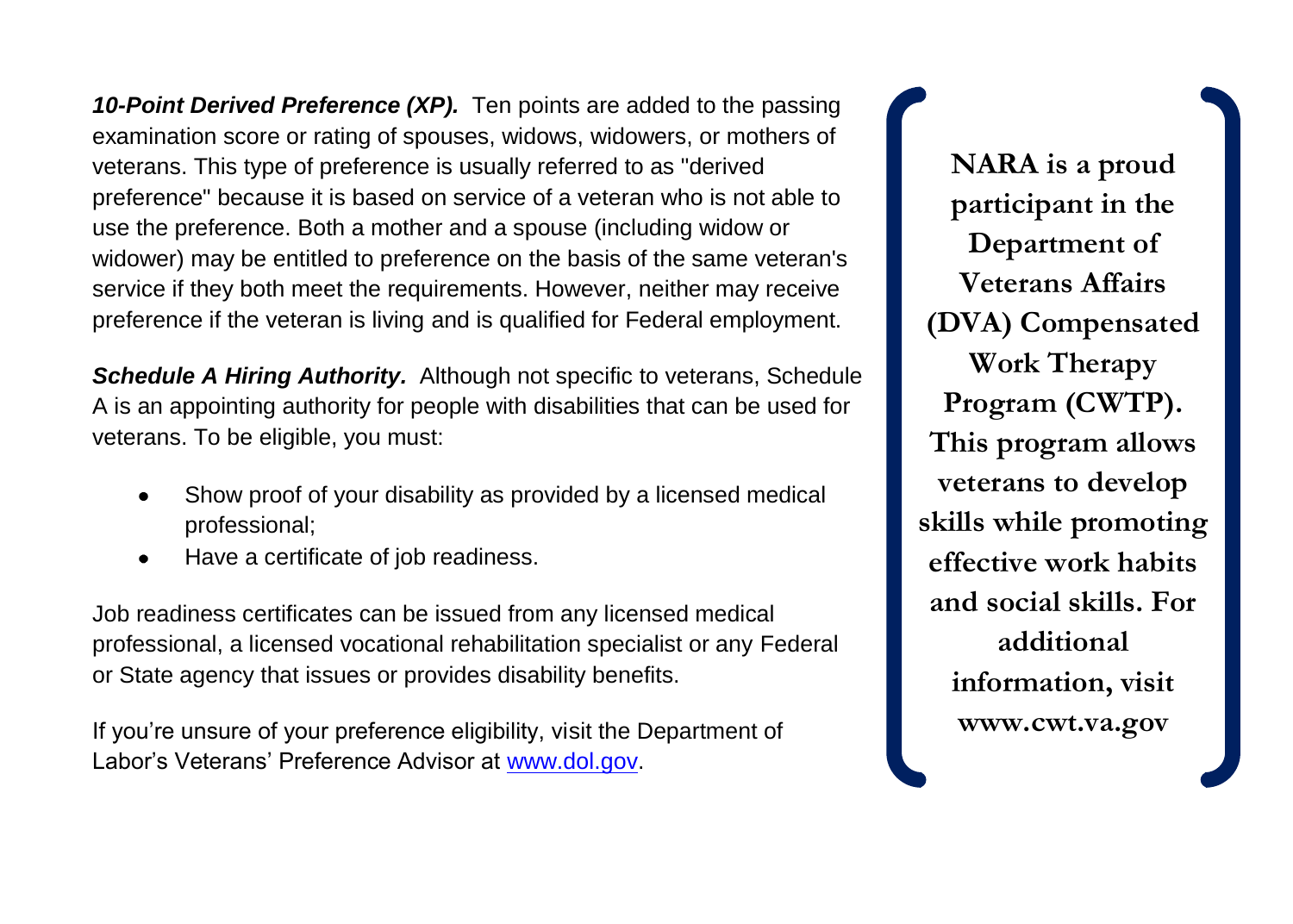***10-Point Derived Preference (XP).*** Ten points are added to the passing examination score or rating of spouses, widows, widowers, or mothers of veterans. This type of preference is usually referred to as "derived preference" because it is based on service of a veteran who is not able to use the preference. Both a mother and a spouse (including widow or widower) may be entitled to preference on the basis of the same veteran's service if they both meet the requirements. However, neither may receive preference if the veteran is living and is qualified for Federal employment.

***Schedule A Hiring Authority.*** Although not specific to veterans, Schedule A is an appointing authority for people with disabilities that can be used for veterans. To be eligible, you must:

- Show proof of your disability as provided by a licensed medical professional;
- Have a certificate of job readiness.

Job readiness certificates can be issued from any licensed medical professional, a licensed vocational rehabilitation specialist or any Federal or State agency that issues or provides disability benefits.

If you're unsure of your preference eligibility, visit the Department of Labor's Veterans' Preference Advisor at [www.dol.gov](http://www.dol.gov).

**NARA is a proud participant in the Department of Veterans Affairs (DVA) Compensated Work Therapy Program (CWTP). This program allows veterans to develop skills while promoting effective work habits and social skills. For additional information, visit www.cwt.va.gov**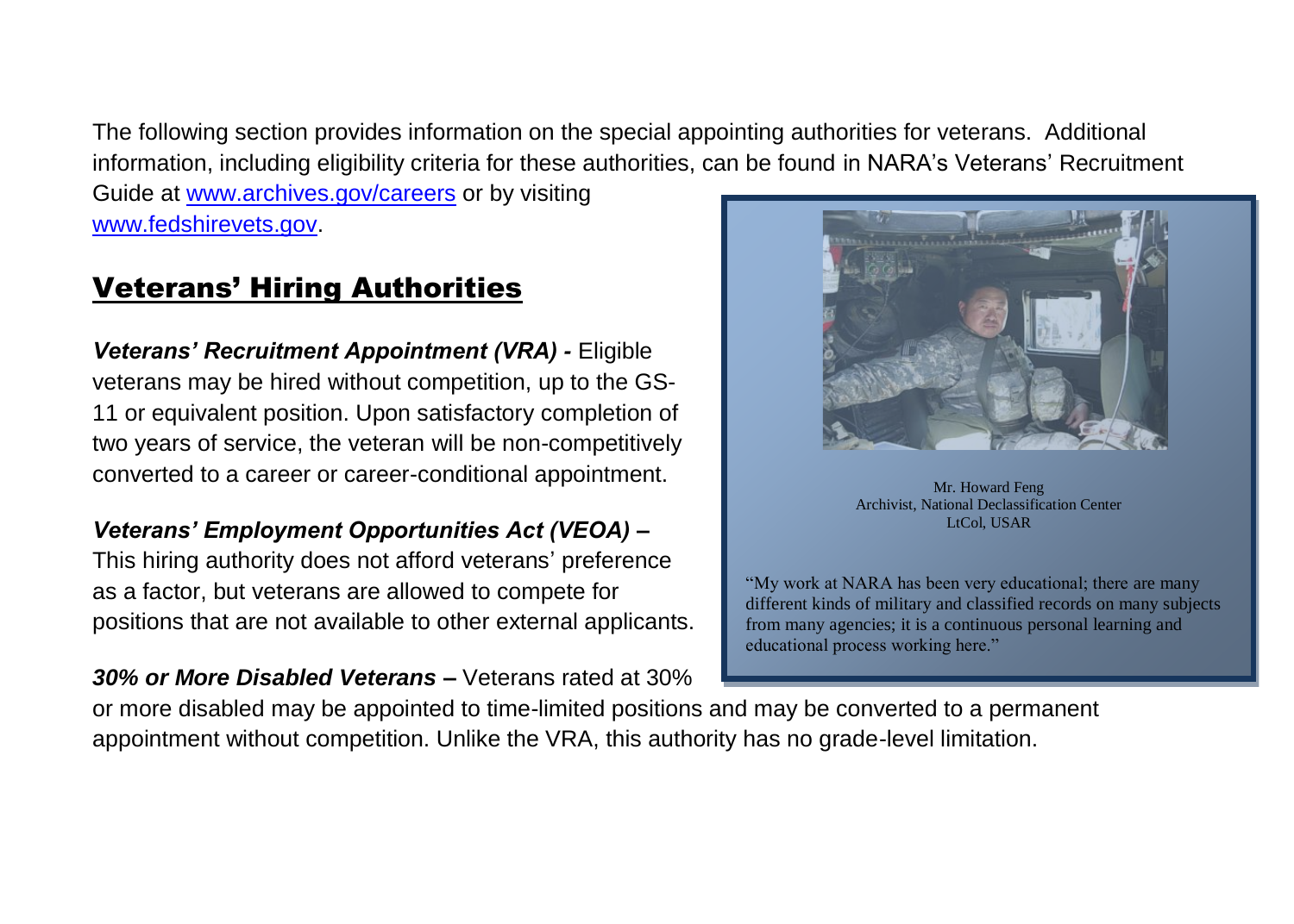The following section provides information on the special appointing authorities for veterans. Additional information, including eligibility criteria for these authorities, can be found in NARA's Veterans' Recruitment Guide at www.archives.gov/careers or by visiting www.fedshirevets.gov.

## Veterans' Hiring Authorities

***Veterans' Recruitment Appointment (VRA) -*** Eligible veterans may be hired without competition, up to the GS-11 or equivalent position. Upon satisfactory completion of two years of service, the veteran will be non-competitively converted to a career or career-conditional appointment.

***Veterans' Employment Opportunities Act (VEOA) –*** This hiring authority does not afford veterans' preference as a factor, but veterans are allowed to compete for positions that are not available to other external applicants.

***30% or More Disabled Veterans –*** Veterans rated at 30% or more disabled may be appointed to time-limited positions and may be converted to a permanent appointment without competition. Unlike the VRA, this authority has no grade-level limitation.

Mr. Howard Feng
Archivist, National Declassification Center
LtCol, USAR

"My work at NARA has been very educational; there are many different kinds of military and classified records on many subjects from many agencies; it is a continuous personal learning and educational process working here."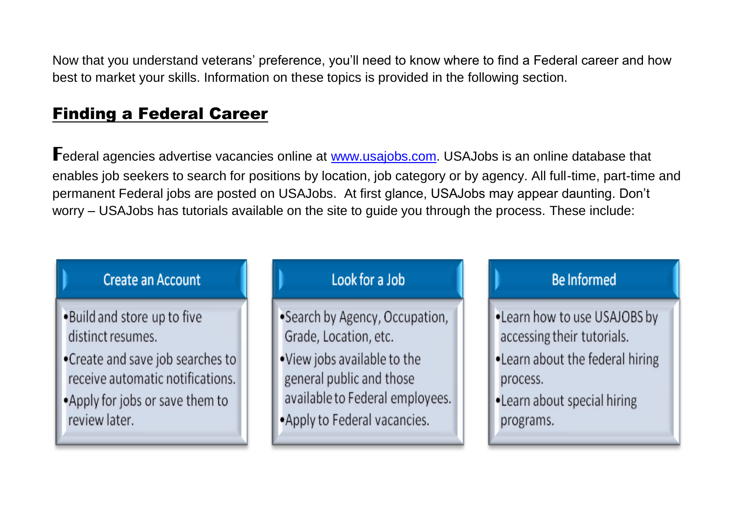Now that you understand veterans' preference, you'll need to know where to find a Federal career and how best to market your skills. Information on these topics is provided in the following section.

## Finding a Federal Career

Federal agencies advertise vacancies online at [www.usajobs.com](www.usajobs.com). USAJobs is an online database that enables job seekers to search for positions by location, job category or by agency. All full-time, part-time and permanent Federal jobs are posted on USAJobs. At first glance, USAJobs may appear daunting. Don't worry – USAJobs has tutorials available on the site to guide you through the process. These include:

**Create an Account**

- Build and store up to five distinct resumes.
- Create and save job searches to receive automatic notifications.
- Apply for jobs or save them to review later.

**Look for a Job**

- Search by Agency, Occupation, Grade, Location, etc.
- View jobs available to the general public and those available to Federal employees.
- Apply to Federal vacancies.

**Be Informed**

- Learn how to use USAJOBS by accessing their tutorials.
- Learn about the federal hiring process.
- Learn about special hiring programs.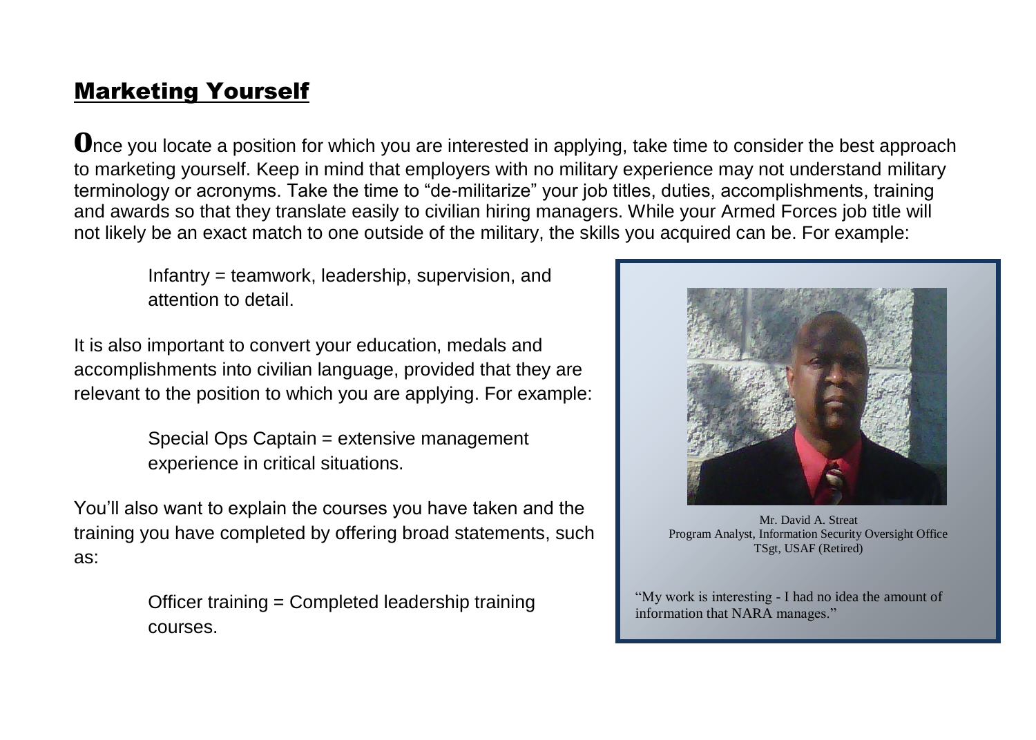## Marketing Yourself

**O**nce you locate a position for which you are interested in applying, take time to consider the best approach to marketing yourself. Keep in mind that employers with no military experience may not understand military terminology or acronyms. Take the time to "de-militarize" your job titles, duties, accomplishments, training and awards so that they translate easily to civilian hiring managers. While your Armed Forces job title will not likely be an exact match to one outside of the military, the skills you acquired can be. For example:

> Infantry = teamwork, leadership, supervision, and attention to detail.

It is also important to convert your education, medals and accomplishments into civilian language, provided that they are relevant to the position to which you are applying. For example:

> Special Ops Captain = extensive management experience in critical situations.

You'll also want to explain the courses you have taken and the training you have completed by offering broad statements, such as:

> Officer training = Completed leadership training courses.

Mr. David A. Streat
Program Analyst, Information Security Oversight Office
TSgt, USAF (Retired)

"My work is interesting - I had no idea the amount of information that NARA manages."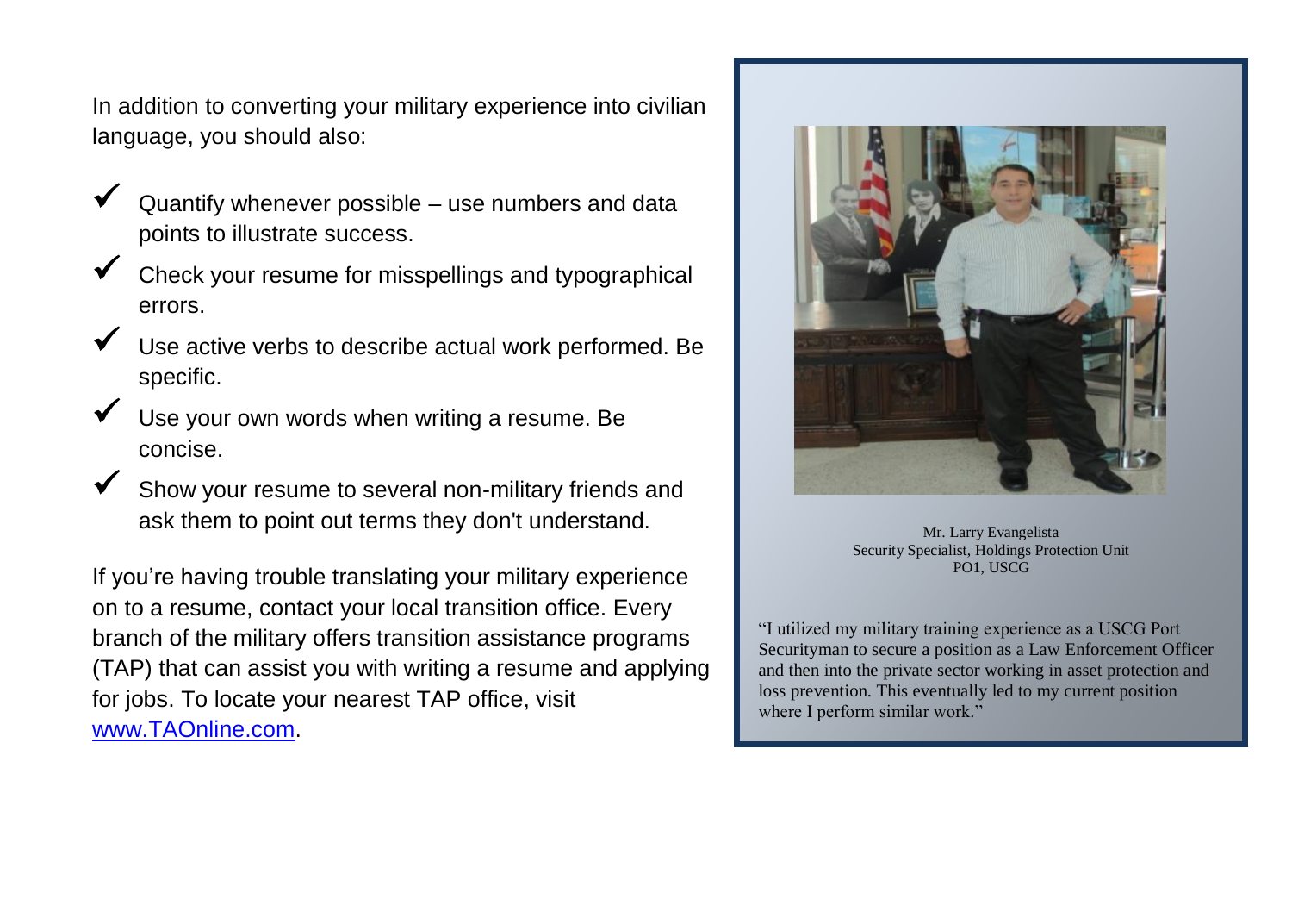In addition to converting your military experience into civilian language, you should also:

- ✓ Quantify whenever possible – use numbers and data points to illustrate success.
- ✓ Check your resume for misspellings and typographical errors.
- ✓ Use active verbs to describe actual work performed. Be specific.
- ✓ Use your own words when writing a resume. Be concise.
- ✓ Show your resume to several non-military friends and ask them to point out terms they don't understand.

If you're having trouble translating your military experience on to a resume, contact your local transition office. Every branch of the military offers transition assistance programs (TAP) that can assist you with writing a resume and applying for jobs. To locate your nearest TAP office, visit [www.TAOnline.com](http://www.TAOnline.com).

Mr. Larry Evangelista
Security Specialist, Holdings Protection Unit
PO1, USCG

"I utilized my military training experience as a USCG Port Securityman to secure a position as a Law Enforcement Officer and then into the private sector working in asset protection and loss prevention. This eventually led to my current position where I perform similar work."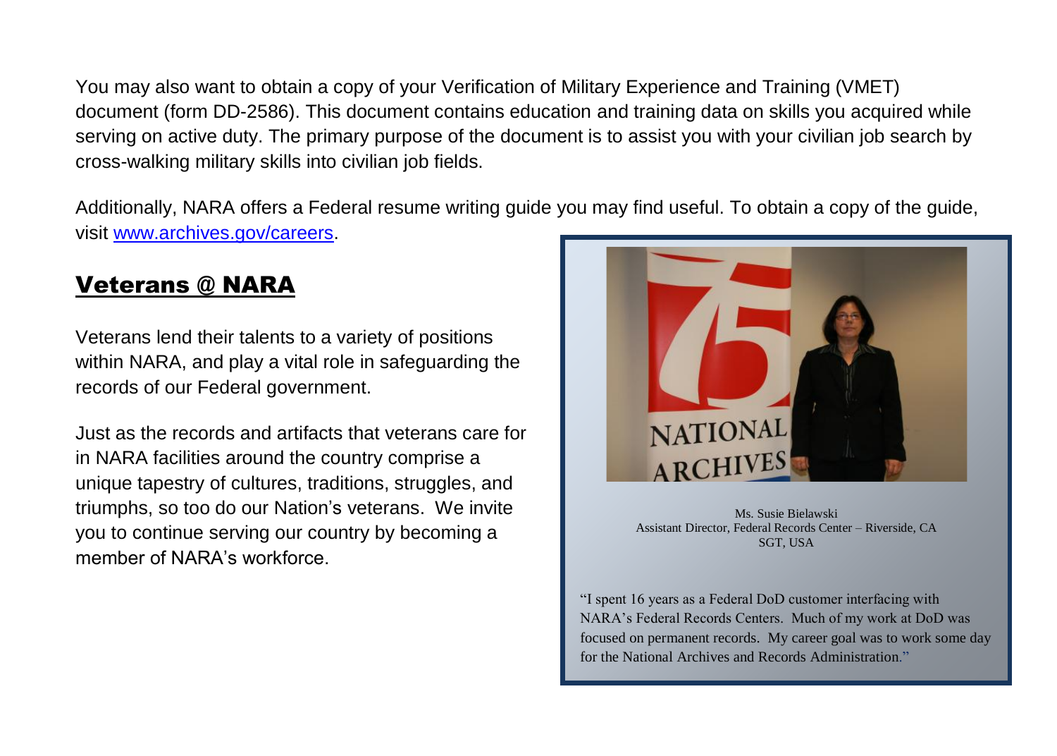You may also want to obtain a copy of your Verification of Military Experience and Training (VMET) document (form DD-2586). This document contains education and training data on skills you acquired while serving on active duty. The primary purpose of the document is to assist you with your civilian job search by cross-walking military skills into civilian job fields.

Additionally, NARA offers a Federal resume writing guide you may find useful. To obtain a copy of the guide, visit [www.archives.gov/careers](http://www.archives.gov/careers).

## Veterans @ NARA

Veterans lend their talents to a variety of positions within NARA, and play a vital role in safeguarding the records of our Federal government.

Just as the records and artifacts that veterans care for in NARA facilities around the country comprise a unique tapestry of cultures, traditions, struggles, and triumphs, so too do our Nation's veterans. We invite you to continue serving our country by becoming a member of NARA's workforce.

Ms. Susie Bielawski
Assistant Director, Federal Records Center – Riverside, CA
SGT, USA

"I spent 16 years as a Federal DoD customer interfacing with NARA's Federal Records Centers. Much of my work at DoD was focused on permanent records. My career goal was to work some day for the National Archives and Records Administration."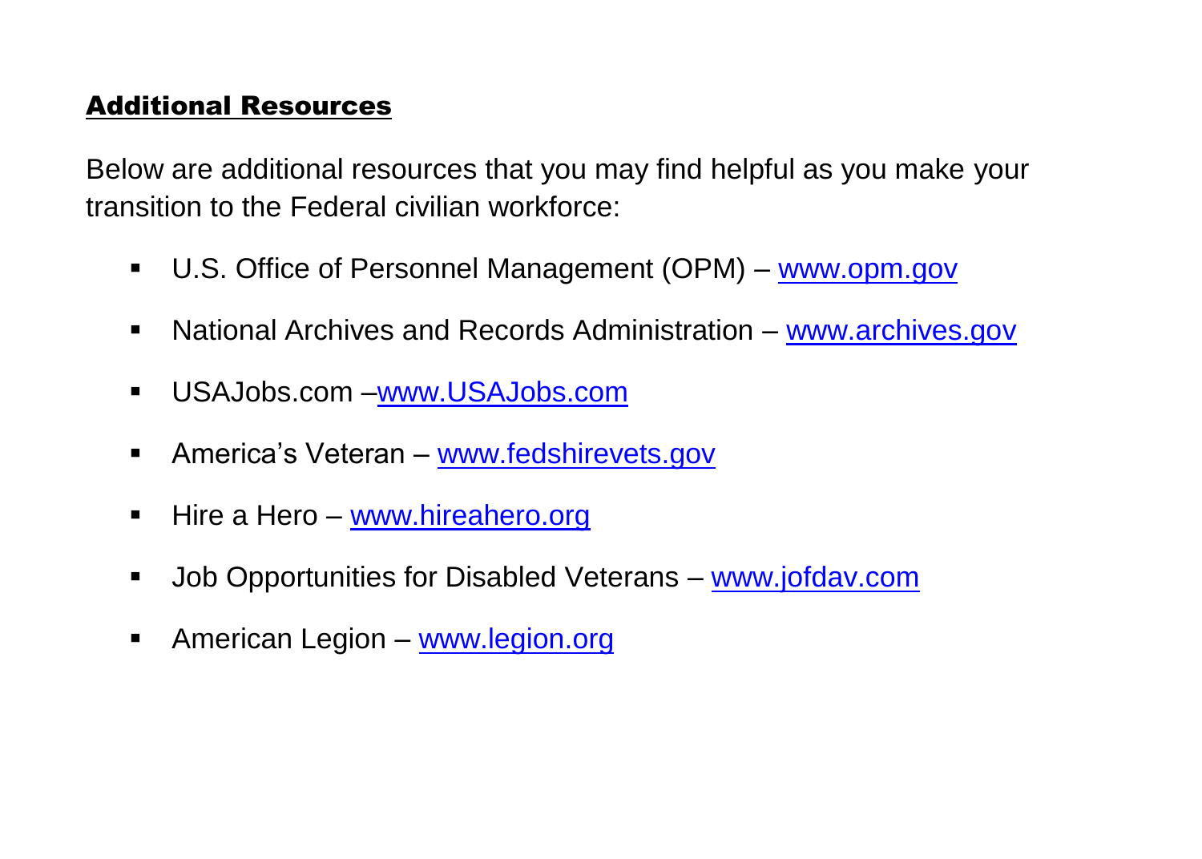## Additional Resources

Below are additional resources that you may find helpful as you make your transition to the Federal civilian workforce:

- U.S. Office of Personnel Management (OPM) – www.opm.gov
- National Archives and Records Administration – www.archives.gov
- USAJobs.com –www.USAJobs.com
- America's Veteran – www.fedshirevets.gov
- Hire a Hero – www.hireahero.org
- Job Opportunities for Disabled Veterans – www.jofdav.com
- American Legion – www.legion.org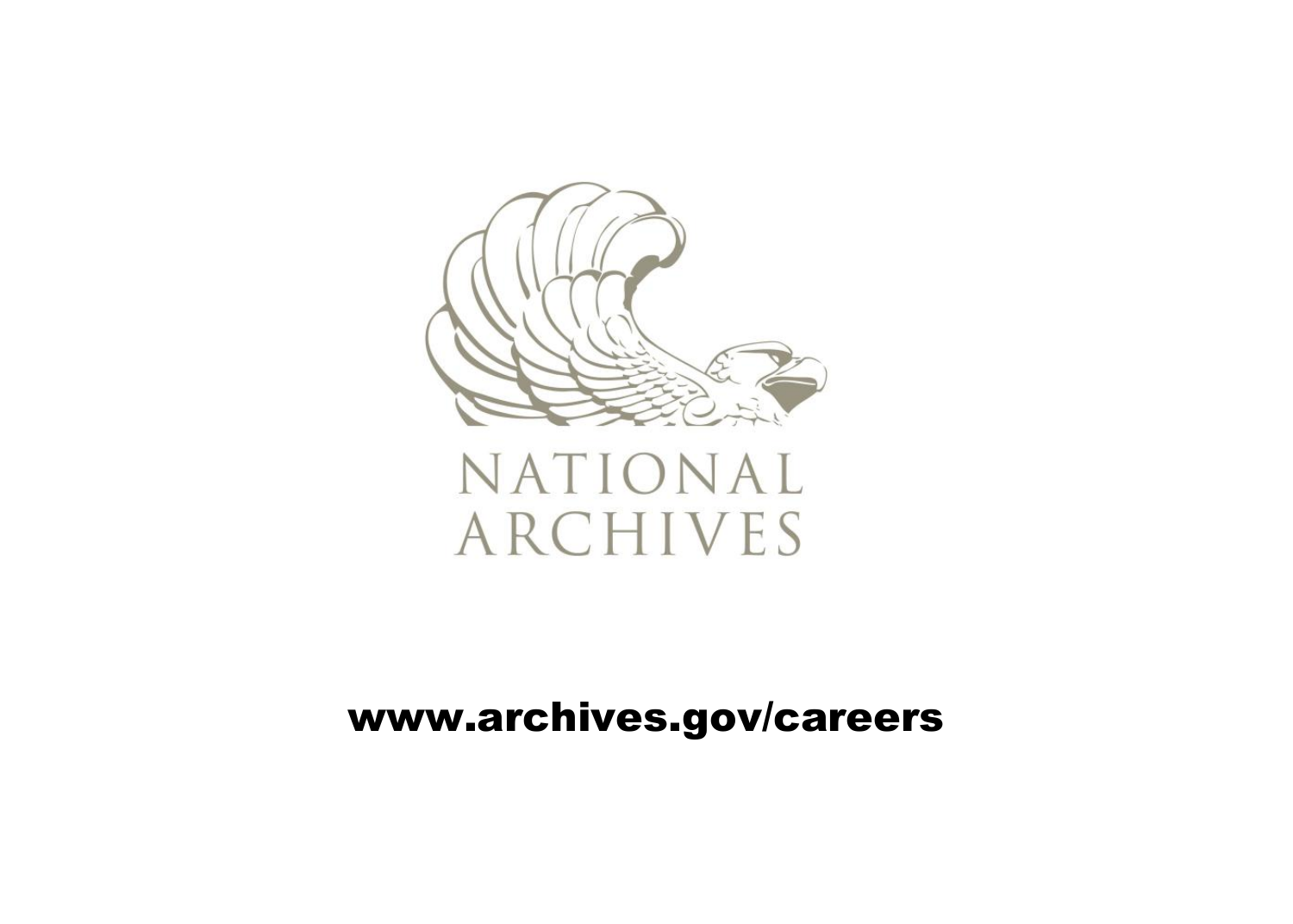NATIONAL
ARCHIVES

**www.archives.gov/careers**